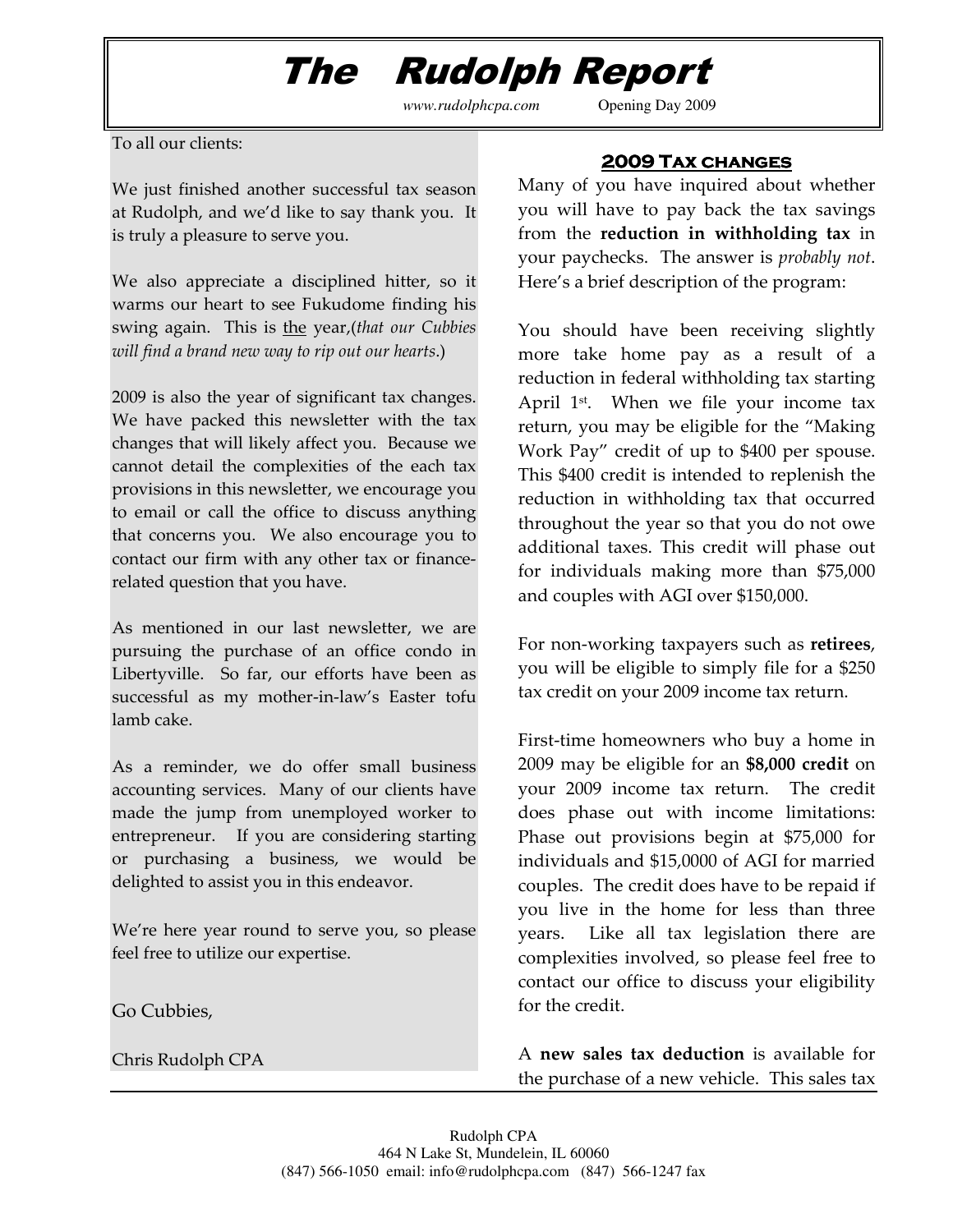# The Rudolph Report

*www.rudolphcpa.com* Opening Day 2009

To all our clients:

We just finished another successful tax season at Rudolph, and we'd like to say thank you. It is truly a pleasure to serve you.

We also appreciate a disciplined hitter, so it warms our heart to see Fukudome finding his swing again. This is the year,(*that our Cubbies will find a brand new way to rip out our hearts*.)

2009 is also the year of significant tax changes. We have packed this newsletter with the tax changes that will likely affect you. Because we cannot detail the complexities of the each tax provisions in this newsletter, we encourage you to email or call the office to discuss anything that concerns you. We also encourage you to contact our firm with any other tax or finance-related question that you have.

As mentioned in our last newsletter, we are pursuing the purchase of an office condo in Libertyville. So far, our efforts have been as successful as my mother-in-law's Easter tofu lamb cake.

As a reminder, we do offer small business accounting services. Many of our clients have made the jump from unemployed worker to entrepreneur. If you are considering starting or purchasing a business, we would be delighted to assist you in this endeavor.

We're here year round to serve you, so please feel free to utilize our expertise.

Go Cubbies,

Chris Rudolph CPA

## 2009 Tax changes

Many of you have inquired about whether you will have to pay back the tax savings from the **reduction in withholding tax** in your paychecks. The answer is *probably not*. Here's a brief description of the program:

You should have been receiving slightly more take home pay as a result of a reduction in federal withholding tax starting April 1st. When we file your income tax return, you may be eligible for the "Making Work Pay" credit of up to $400 per spouse. This $400 credit is intended to replenish the reduction in withholding tax that occurred throughout the year so that you do not owe additional taxes. This credit will phase out for individuals making more than $75,000 and couples with AGI over $150,000.

For non-working taxpayers such as **retirees**, you will be eligible to simply file for a $250 tax credit on your 2009 income tax return.

First-time homeowners who buy a home in 2009 may be eligible for an **$8,000 credit** on your 2009 income tax return. The credit does phase out with income limitations: Phase out provisions begin at $75,000 for individuals and $15,0000 of AGI for married couples. The credit does have to be repaid if you live in the home for less than three years. Like all tax legislation there are complexities involved, so please feel free to contact our office to discuss your eligibility for the credit.

A **new sales tax deduction** is available for the purchase of a new vehicle. This sales tax

Rudolph CPA
464 N Lake St, Mundelein, IL 60060
(847) 566-1050 email: info@rudolphcpa.com (847) 566-1247 fax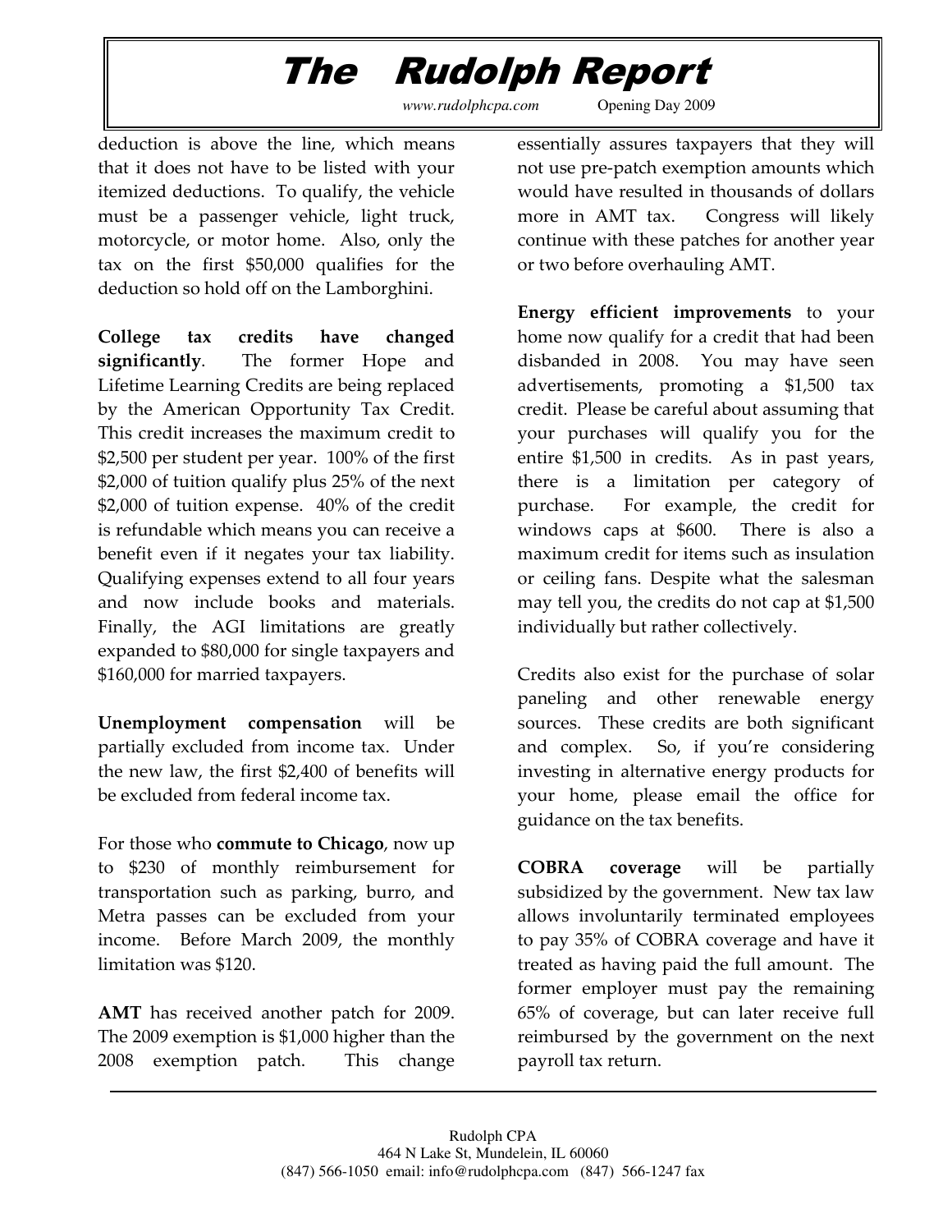deduction is above the line, which means that it does not have to be listed with your itemized deductions. To qualify, the vehicle must be a passenger vehicle, light truck, motorcycle, or motor home. Also, only the tax on the first $50,000 qualifies for the deduction so hold off on the Lamborghini.

**College tax credits have changed significantly**. The former Hope and Lifetime Learning Credits are being replaced by the American Opportunity Tax Credit. This credit increases the maximum credit to $2,500 per student per year. 100% of the first $2,000 of tuition qualify plus 25% of the next $2,000 of tuition expense. 40% of the credit is refundable which means you can receive a benefit even if it negates your tax liability. Qualifying expenses extend to all four years and now include books and materials. Finally, the AGI limitations are greatly expanded to $80,000 for single taxpayers and $160,000 for married taxpayers.

**Unemployment compensation** will be partially excluded from income tax. Under the new law, the first $2,400 of benefits will be excluded from federal income tax.

For those who **commute to Chicago**, now up to $230 of monthly reimbursement for transportation such as parking, burro, and Metra passes can be excluded from your income. Before March 2009, the monthly limitation was $120.

**AMT** has received another patch for 2009. The 2009 exemption is $1,000 higher than the 2008 exemption patch. This change essentially assures taxpayers that they will not use pre-patch exemption amounts which would have resulted in thousands of dollars more in AMT tax. Congress will likely continue with these patches for another year or two before overhauling AMT.

**Energy efficient improvements** to your home now qualify for a credit that had been disbanded in 2008. You may have seen advertisements, promoting a $1,500 tax credit. Please be careful about assuming that your purchases will qualify you for the entire $1,500 in credits. As in past years, there is a limitation per category of purchase. For example, the credit for windows caps at $600. There is also a maximum credit for items such as insulation or ceiling fans. Despite what the salesman may tell you, the credits do not cap at $1,500 individually but rather collectively.

Credits also exist for the purchase of solar paneling and other renewable energy sources. These credits are both significant and complex. So, if you're considering investing in alternative energy products for your home, please email the office for guidance on the tax benefits.

**COBRA coverage** will be partially subsidized by the government. New tax law allows involuntarily terminated employees to pay 35% of COBRA coverage and have it treated as having paid the full amount. The former employer must pay the remaining 65% of coverage, but can later receive full reimbursed by the government on the next payroll tax return.

Rudolph CPA
464 N Lake St, Mundelein, IL 60060
(847) 566-1050 email: info@rudolphcpa.com (847) 566-1247 fax